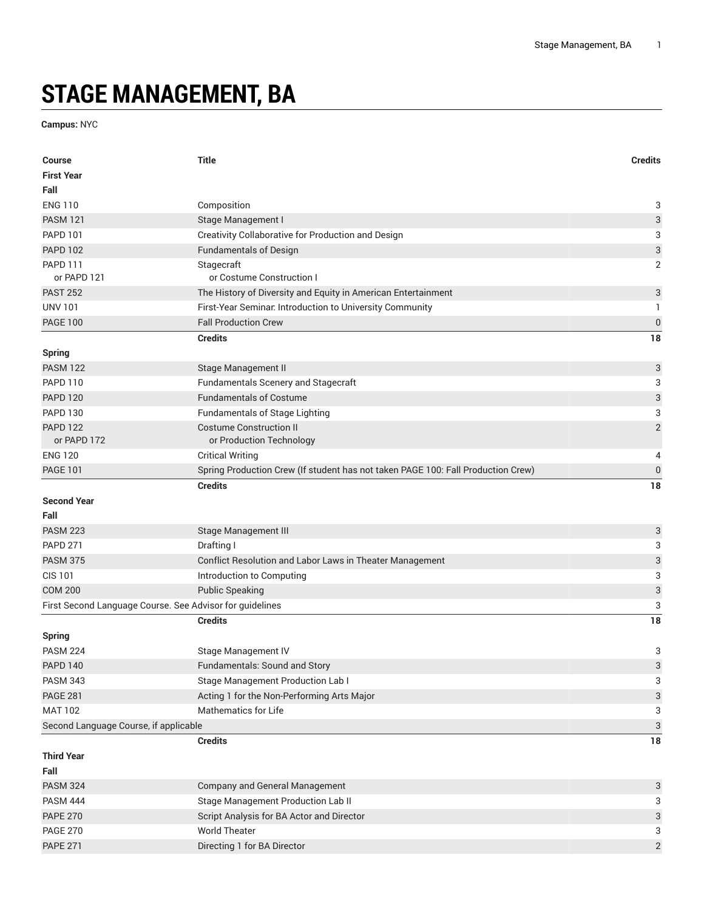# STAGE MANAGEMENT, BA

**Campus:** NYC

| Course | Title | Credits |
|---|---|---|
| **First Year** | | |
| **Fall** | | |
| ENG 110 | Composition | 3 |
| PASM 121 | Stage Management I | 3 |
| PAPD 101 | Creativity Collaborative for Production and Design | 3 |
| PAPD 102 | Fundamentals of Design | 3 |
| PAPD 111<br>or PAPD 121 | Stagecraft<br>or Costume Construction I | 2 |
| PAST 252 | The History of Diversity and Equity in American Entertainment | 3 |
| UNV 101 | First-Year Seminar: Introduction to University Community | 1 |
| PAGE 100 | Fall Production Crew | 0 |
| | **Credits** | **18** |
| **Spring** | | |
| PASM 122 | Stage Management II | 3 |
| PAPD 110 | Fundamentals Scenery and Stagecraft | 3 |
| PAPD 120 | Fundamentals of Costume | 3 |
| PAPD 130 | Fundamentals of Stage Lighting | 3 |
| PAPD 122<br>or PAPD 172 | Costume Construction II<br>or Production Technology | 2 |
| ENG 120 | Critical Writing | 4 |
| PAGE 101 | Spring Production Crew (If student has not taken PAGE 100: Fall Production Crew) | 0 |
| | **Credits** | **18** |
| **Second Year** | | |
| **Fall** | | |
| PASM 223 | Stage Management III | 3 |
| PAPD 271 | Drafting I | 3 |
| PASM 375 | Conflict Resolution and Labor Laws in Theater Management | 3 |
| CIS 101 | Introduction to Computing | 3 |
| COM 200 | Public Speaking | 3 |
| First Second Language Course. See Advisor for guidelines | | 3 |
| | **Credits** | **18** |
| **Spring** | | |
| PASM 224 | Stage Management IV | 3 |
| PAPD 140 | Fundamentals: Sound and Story | 3 |
| PASM 343 | Stage Management Production Lab I | 3 |
| PAGE 281 | Acting 1 for the Non-Performing Arts Major | 3 |
| MAT 102 | Mathematics for Life | 3 |
| Second Language Course, if applicable | | 3 |
| | **Credits** | **18** |
| **Third Year** | | |
| **Fall** | | |
| PASM 324 | Company and General Management | 3 |
| PASM 444 | Stage Management Production Lab II | 3 |
| PAPE 270 | Script Analysis for BA Actor and Director | 3 |
| PAGE 270 | World Theater | 3 |
| PAPE 271 | Directing 1 for BA Director | 2 |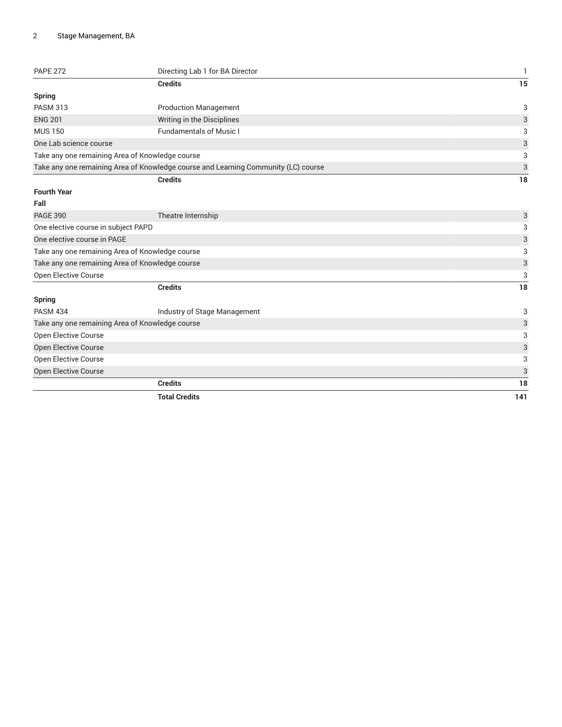| | | |
|---|---|---|
| PAPE 272 | Directing Lab 1 for BA Director | 1 |
| | **Credits** | **15** |
| **Spring** | | |
| PASM 313 | Production Management | 3 |
| ENG 201 | Writing in the Disciplines | 3 |
| MUS 150 | Fundamentals of Music I | 3 |
| One Lab science course | | 3 |
| Take any one remaining Area of Knowledge course | | 3 |
| Take any one remaining Area of Knowledge course and Learning Community (LC) course | | 3 |
| | **Credits** | **18** |
| **Fourth Year** | | |
| **Fall** | | |
| PAGE 390 | Theatre Internship | 3 |
| One elective course in subject PAPD | | 3 |
| One elective course in PAGE | | 3 |
| Take any one remaining Area of Knowledge course | | 3 |
| Take any one remaining Area of Knowledge course | | 3 |
| Open Elective Course | | 3 |
| | **Credits** | **18** |
| **Spring** | | |
| PASM 434 | Industry of Stage Management | 3 |
| Take any one remaining Area of Knowledge course | | 3 |
| Open Elective Course | | 3 |
| Open Elective Course | | 3 |
| Open Elective Course | | 3 |
| Open Elective Course | | 3 |
| | **Credits** | **18** |
| | **Total Credits** | **141** |